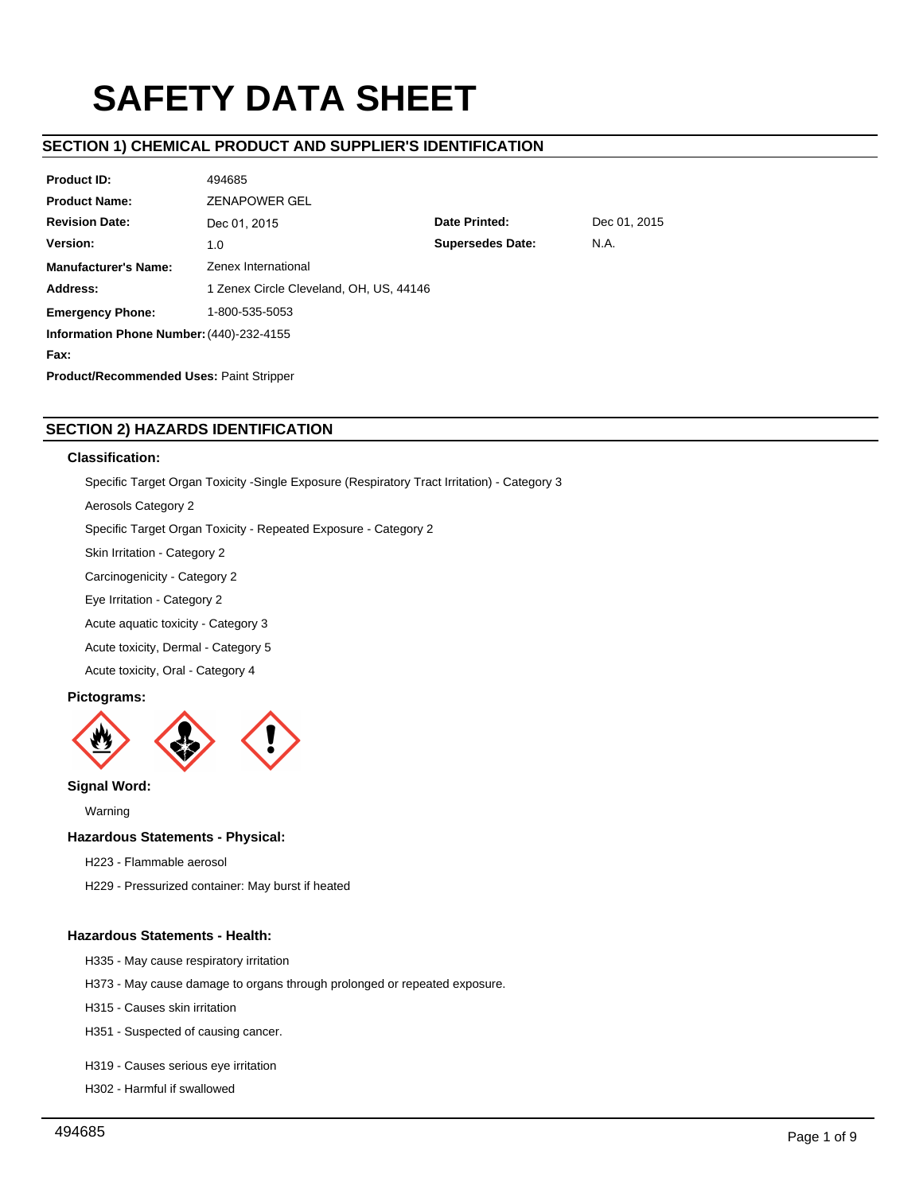# SAFETY DATA SHEET

## SECTION 1) CHEMICAL PRODUCT AND SUPPLIER'S IDENTIFICATION

| | | | |
|---|---|---|---|
| **Product ID:** | 494685 | | |
| **Product Name:** | ZENAPOWER GEL | | |
| **Revision Date:** | Dec 01, 2015 | **Date Printed:** | Dec 01, 2015 |
| **Version:** | 1.0 | **Supersedes Date:** | N.A. |
| **Manufacturer's Name:** | Zenex International | | |
| **Address:** | 1 Zenex Circle Cleveland, OH, US, 44146 | | |
| **Emergency Phone:** | 1-800-535-5053 | | |
| **Information Phone Number:** | (440)-232-4155 | | |
| **Fax:** | | | |

**Product/Recommended Uses:** Paint Stripper

## SECTION 2) HAZARDS IDENTIFICATION

### Classification:

Specific Target Organ Toxicity -Single Exposure (Respiratory Tract Irritation) - Category 3

Aerosols Category 2

Specific Target Organ Toxicity - Repeated Exposure - Category 2

Skin Irritation - Category 2

Carcinogenicity - Category 2

Eye Irritation - Category 2

Acute aquatic toxicity - Category 3

Acute toxicity, Dermal - Category 5

Acute toxicity, Oral - Category 4

### Pictograms:

### Signal Word:

Warning

### Hazardous Statements - Physical:

H223 - Flammable aerosol

H229 - Pressurized container: May burst if heated

### Hazardous Statements - Health:

H335 - May cause respiratory irritation

H373 - May cause damage to organs through prolonged or repeated exposure.

H315 - Causes skin irritation

H351 - Suspected of causing cancer.

H319 - Causes serious eye irritation

H302 - Harmful if swallowed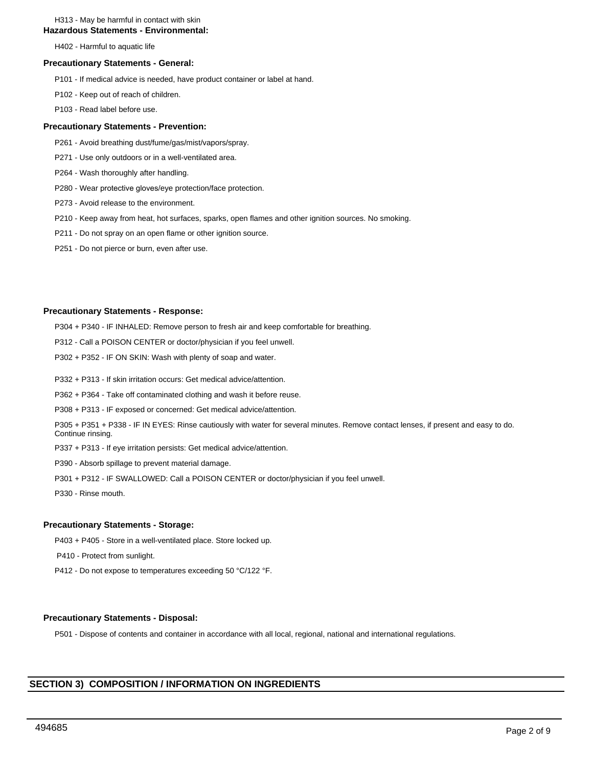H313 - May be harmful in contact with skin

**Hazardous Statements - Environmental:**

H402 - Harmful to aquatic life

**Precautionary Statements - General:**

P101 - If medical advice is needed, have product container or label at hand.

P102 - Keep out of reach of children.

P103 - Read label before use.

**Precautionary Statements - Prevention:**

P261 - Avoid breathing dust/fume/gas/mist/vapors/spray.

P271 - Use only outdoors or in a well-ventilated area.

P264 - Wash thoroughly after handling.

P280 - Wear protective gloves/eye protection/face protection.

P273 - Avoid release to the environment.

P210 - Keep away from heat, hot surfaces, sparks, open flames and other ignition sources. No smoking.

P211 - Do not spray on an open flame or other ignition source.

P251 - Do not pierce or burn, even after use.

**Precautionary Statements - Response:**

P304 + P340 - IF INHALED: Remove person to fresh air and keep comfortable for breathing.

P312 - Call a POISON CENTER or doctor/physician if you feel unwell.

P302 + P352 - IF ON SKIN: Wash with plenty of soap and water.

P332 + P313 - If skin irritation occurs: Get medical advice/attention.

P362 + P364 - Take off contaminated clothing and wash it before reuse.

P308 + P313 - IF exposed or concerned: Get medical advice/attention.

P305 + P351 + P338 - IF IN EYES: Rinse cautiously with water for several minutes. Remove contact lenses, if present and easy to do. Continue rinsing.

P337 + P313 - If eye irritation persists: Get medical advice/attention.

P390 - Absorb spillage to prevent material damage.

P301 + P312 - IF SWALLOWED: Call a POISON CENTER or doctor/physician if you feel unwell.

P330 - Rinse mouth.

**Precautionary Statements - Storage:**

P403 + P405 - Store in a well-ventilated place. Store locked up.

P410 - Protect from sunlight.

P412 - Do not expose to temperatures exceeding 50 °C/122 °F.

**Precautionary Statements - Disposal:**

P501 - Dispose of contents and container in accordance with all local, regional, national and international regulations.

## SECTION 3) COMPOSITION / INFORMATION ON INGREDIENTS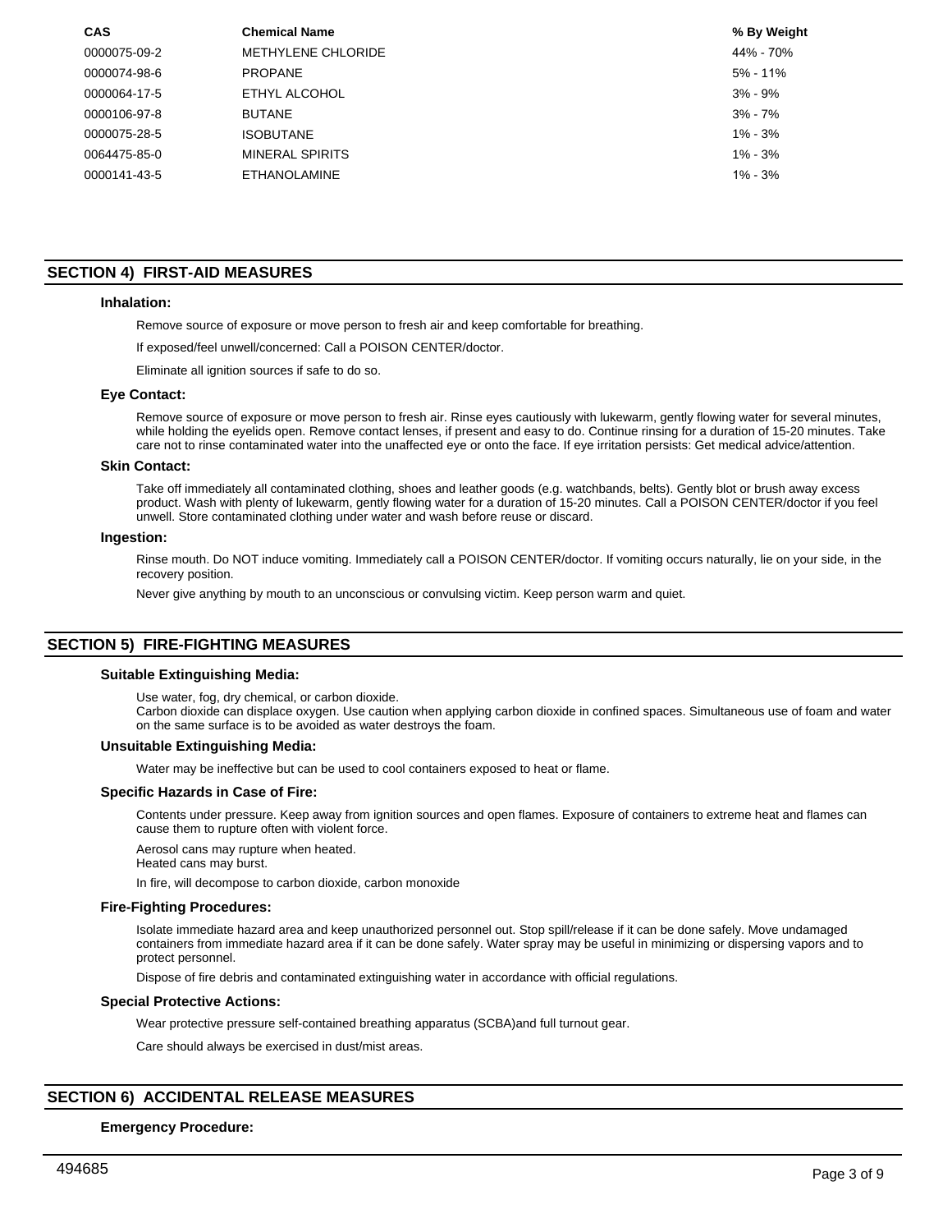| CAS | Chemical Name | % By Weight |
| --- | --- | --- |
| 0000075-09-2 | METHYLENE CHLORIDE | 44% - 70% |
| 0000074-98-6 | PROPANE | 5% - 11% |
| 0000064-17-5 | ETHYL ALCOHOL | 3% - 9% |
| 0000106-97-8 | BUTANE | 3% - 7% |
| 0000075-28-5 | ISOBUTANE | 1% - 3% |
| 0064475-85-0 | MINERAL SPIRITS | 1% - 3% |
| 0000141-43-5 | ETHANOLAMINE | 1% - 3% |

## SECTION 4) FIRST-AID MEASURES

### Inhalation:

Remove source of exposure or move person to fresh air and keep comfortable for breathing.

If exposed/feel unwell/concerned: Call a POISON CENTER/doctor.

Eliminate all ignition sources if safe to do so.

### Eye Contact:

Remove source of exposure or move person to fresh air. Rinse eyes cautiously with lukewarm, gently flowing water for several minutes, while holding the eyelids open. Remove contact lenses, if present and easy to do. Continue rinsing for a duration of 15-20 minutes. Take care not to rinse contaminated water into the unaffected eye or onto the face. If eye irritation persists: Get medical advice/attention.

### Skin Contact:

Take off immediately all contaminated clothing, shoes and leather goods (e.g. watchbands, belts). Gently blot or brush away excess product. Wash with plenty of lukewarm, gently flowing water for a duration of 15-20 minutes. Call a POISON CENTER/doctor if you feel unwell. Store contaminated clothing under water and wash before reuse or discard.

### Ingestion:

Rinse mouth. Do NOT induce vomiting. Immediately call a POISON CENTER/doctor. If vomiting occurs naturally, lie on your side, in the recovery position.

Never give anything by mouth to an unconscious or convulsing victim. Keep person warm and quiet.

## SECTION 5) FIRE-FIGHTING MEASURES

### Suitable Extinguishing Media:

Use water, fog, dry chemical, or carbon dioxide.
Carbon dioxide can displace oxygen. Use caution when applying carbon dioxide in confined spaces. Simultaneous use of foam and water on the same surface is to be avoided as water destroys the foam.

### Unsuitable Extinguishing Media:

Water may be ineffective but can be used to cool containers exposed to heat or flame.

### Specific Hazards in Case of Fire:

Contents under pressure. Keep away from ignition sources and open flames. Exposure of containers to extreme heat and flames can cause them to rupture often with violent force.

Aerosol cans may rupture when heated.
Heated cans may burst.

In fire, will decompose to carbon dioxide, carbon monoxide

### Fire-Fighting Procedures:

Isolate immediate hazard area and keep unauthorized personnel out. Stop spill/release if it can be done safely. Move undamaged containers from immediate hazard area if it can be done safely. Water spray may be useful in minimizing or dispersing vapors and to protect personnel.

Dispose of fire debris and contaminated extinguishing water in accordance with official regulations.

### Special Protective Actions:

Wear protective pressure self-contained breathing apparatus (SCBA)and full turnout gear.

Care should always be exercised in dust/mist areas.

## SECTION 6) ACCIDENTAL RELEASE MEASURES

### Emergency Procedure: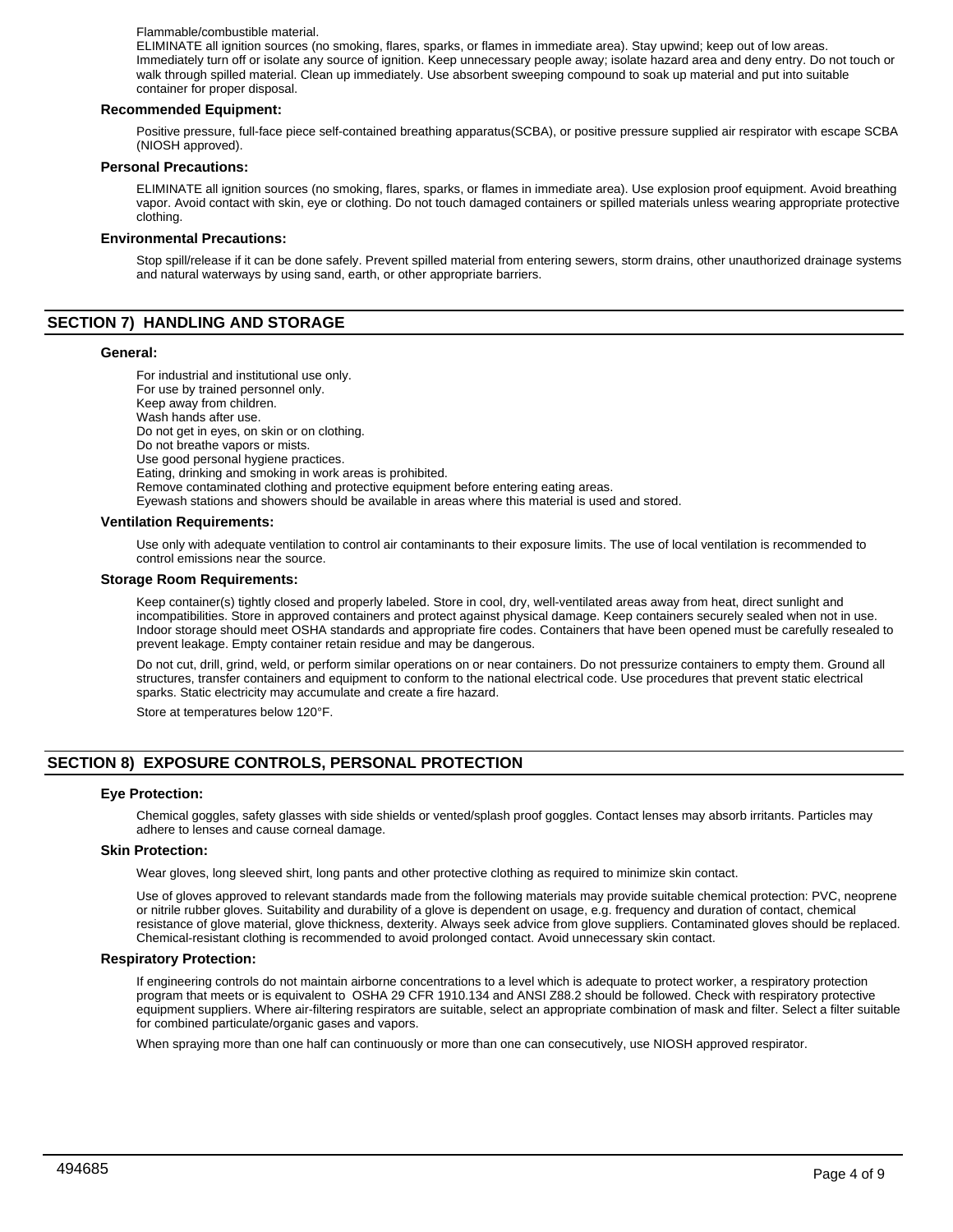Flammable/combustible material.
ELIMINATE all ignition sources (no smoking, flares, sparks, or flames in immediate area). Stay upwind; keep out of low areas. Immediately turn off or isolate any source of ignition. Keep unnecessary people away; isolate hazard area and deny entry. Do not touch or walk through spilled material. Clean up immediately. Use absorbent sweeping compound to soak up material and put into suitable container for proper disposal.

**Recommended Equipment:**

Positive pressure, full-face piece self-contained breathing apparatus(SCBA), or positive pressure supplied air respirator with escape SCBA (NIOSH approved).

**Personal Precautions:**

ELIMINATE all ignition sources (no smoking, flares, sparks, or flames in immediate area). Use explosion proof equipment. Avoid breathing vapor. Avoid contact with skin, eye or clothing. Do not touch damaged containers or spilled materials unless wearing appropriate protective clothing.

**Environmental Precautions:**

Stop spill/release if it can be done safely. Prevent spilled material from entering sewers, storm drains, other unauthorized drainage systems and natural waterways by using sand, earth, or other appropriate barriers.

## SECTION 7) HANDLING AND STORAGE

**General:**

For industrial and institutional use only.
For use by trained personnel only.
Keep away from children.
Wash hands after use.
Do not get in eyes, on skin or on clothing.
Do not breathe vapors or mists.
Use good personal hygiene practices.
Eating, drinking and smoking in work areas is prohibited.
Remove contaminated clothing and protective equipment before entering eating areas.
Eyewash stations and showers should be available in areas where this material is used and stored.

**Ventilation Requirements:**

Use only with adequate ventilation to control air contaminants to their exposure limits. The use of local ventilation is recommended to control emissions near the source.

**Storage Room Requirements:**

Keep container(s) tightly closed and properly labeled. Store in cool, dry, well-ventilated areas away from heat, direct sunlight and incompatibilities. Store in approved containers and protect against physical damage. Keep containers securely sealed when not in use. Indoor storage should meet OSHA standards and appropriate fire codes. Containers that have been opened must be carefully resealed to prevent leakage. Empty container retain residue and may be dangerous.

Do not cut, drill, grind, weld, or perform similar operations on or near containers. Do not pressurize containers to empty them. Ground all structures, transfer containers and equipment to conform to the national electrical code. Use procedures that prevent static electrical sparks. Static electricity may accumulate and create a fire hazard.

Store at temperatures below 120°F.

## SECTION 8) EXPOSURE CONTROLS, PERSONAL PROTECTION

**Eye Protection:**

Chemical goggles, safety glasses with side shields or vented/splash proof goggles. Contact lenses may absorb irritants. Particles may adhere to lenses and cause corneal damage.

**Skin Protection:**

Wear gloves, long sleeved shirt, long pants and other protective clothing as required to minimize skin contact.

Use of gloves approved to relevant standards made from the following materials may provide suitable chemical protection: PVC, neoprene or nitrile rubber gloves. Suitability and durability of a glove is dependent on usage, e.g. frequency and duration of contact, chemical resistance of glove material, glove thickness, dexterity. Always seek advice from glove suppliers. Contaminated gloves should be replaced. Chemical-resistant clothing is recommended to avoid prolonged contact. Avoid unnecessary skin contact.

**Respiratory Protection:**

If engineering controls do not maintain airborne concentrations to a level which is adequate to protect worker, a respiratory protection program that meets or is equivalent to OSHA 29 CFR 1910.134 and ANSI Z88.2 should be followed. Check with respiratory protective equipment suppliers. Where air-filtering respirators are suitable, select an appropriate combination of mask and filter. Select a filter suitable for combined particulate/organic gases and vapors.

When spraying more than one half can continuously or more than one can consecutively, use NIOSH approved respirator.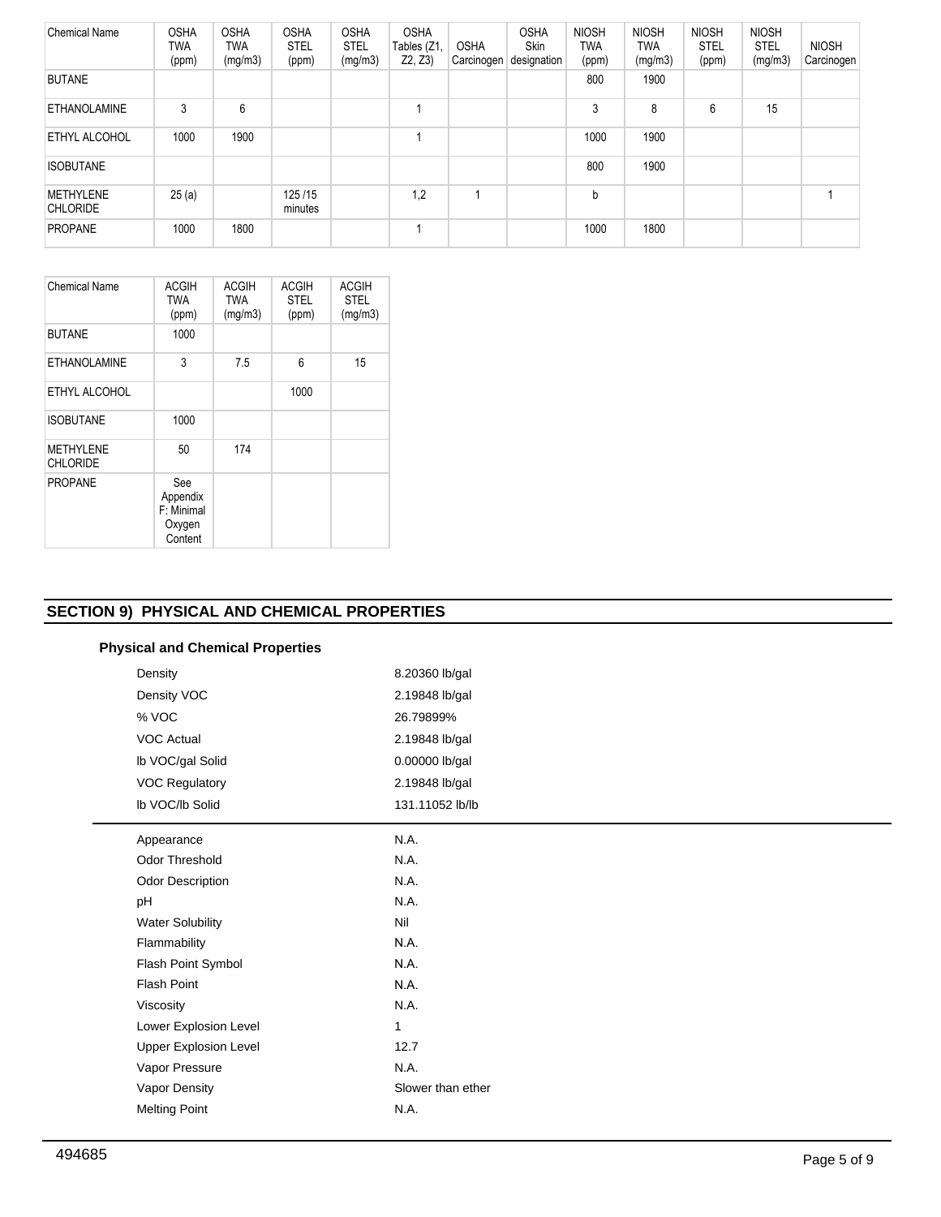| Chemical Name | OSHA TWA (ppm) | OSHA TWA (mg/m3) | OSHA STEL (ppm) | OSHA STEL (mg/m3) | OSHA Tables (Z1, Z2, Z3) | OSHA Carcinogen | OSHA Skin designation | NIOSH TWA (ppm) | NIOSH TWA (mg/m3) | NIOSH STEL (ppm) | NIOSH STEL (mg/m3) | NIOSH Carcinogen |
|---|---|---|---|---|---|---|---|---|---|---|---|---|
| BUTANE | | | | | | | | 800 | 1900 | | | |
| ETHANOLAMINE | 3 | 6 | | | 1 | | | 3 | 8 | 6 | 15 | |
| ETHYL ALCOHOL | 1000 | 1900 | | | 1 | | | 1000 | 1900 | | | |
| ISOBUTANE | | | | | | | | 800 | 1900 | | | |
| METHYLENE CHLORIDE | 25 (a) | | 125 /15 minutes | | 1,2 | 1 | | b | | | | 1 |
| PROPANE | 1000 | 1800 | | | 1 | | | 1000 | 1800 | | | |

| Chemical Name | ACGIH TWA (ppm) | ACGIH TWA (mg/m3) | ACGIH STEL (ppm) | ACGIH STEL (mg/m3) |
|---|---|---|---|---|
| BUTANE | 1000 | | | |
| ETHANOLAMINE | 3 | 7.5 | 6 | 15 |
| ETHYL ALCOHOL | | | 1000 | |
| ISOBUTANE | 1000 | | | |
| METHYLENE CHLORIDE | 50 | 174 | | |
| PROPANE | See Appendix F: Minimal Oxygen Content | | | |

## SECTION 9) PHYSICAL AND CHEMICAL PROPERTIES

### Physical and Chemical Properties

| | |
|---|---|
| Density | 8.20360 lb/gal |
| Density VOC | 2.19848 lb/gal |
| % VOC | 26.79899% |
| VOC Actual | 2.19848 lb/gal |
| lb VOC/gal Solid | 0.00000 lb/gal |
| VOC Regulatory | 2.19848 lb/gal |
| lb VOC/lb Solid | 131.11052 lb/lb |

| | |
|---|---|
| Appearance | N.A. |
| Odor Threshold | N.A. |
| Odor Description | N.A. |
| pH | N.A. |
| Water Solubility | Nil |
| Flammability | N.A. |
| Flash Point Symbol | N.A. |
| Flash Point | N.A. |
| Viscosity | N.A. |
| Lower Explosion Level | 1 |
| Upper Explosion Level | 12.7 |
| Vapor Pressure | N.A. |
| Vapor Density | Slower than ether |
| Melting Point | N.A. |

494685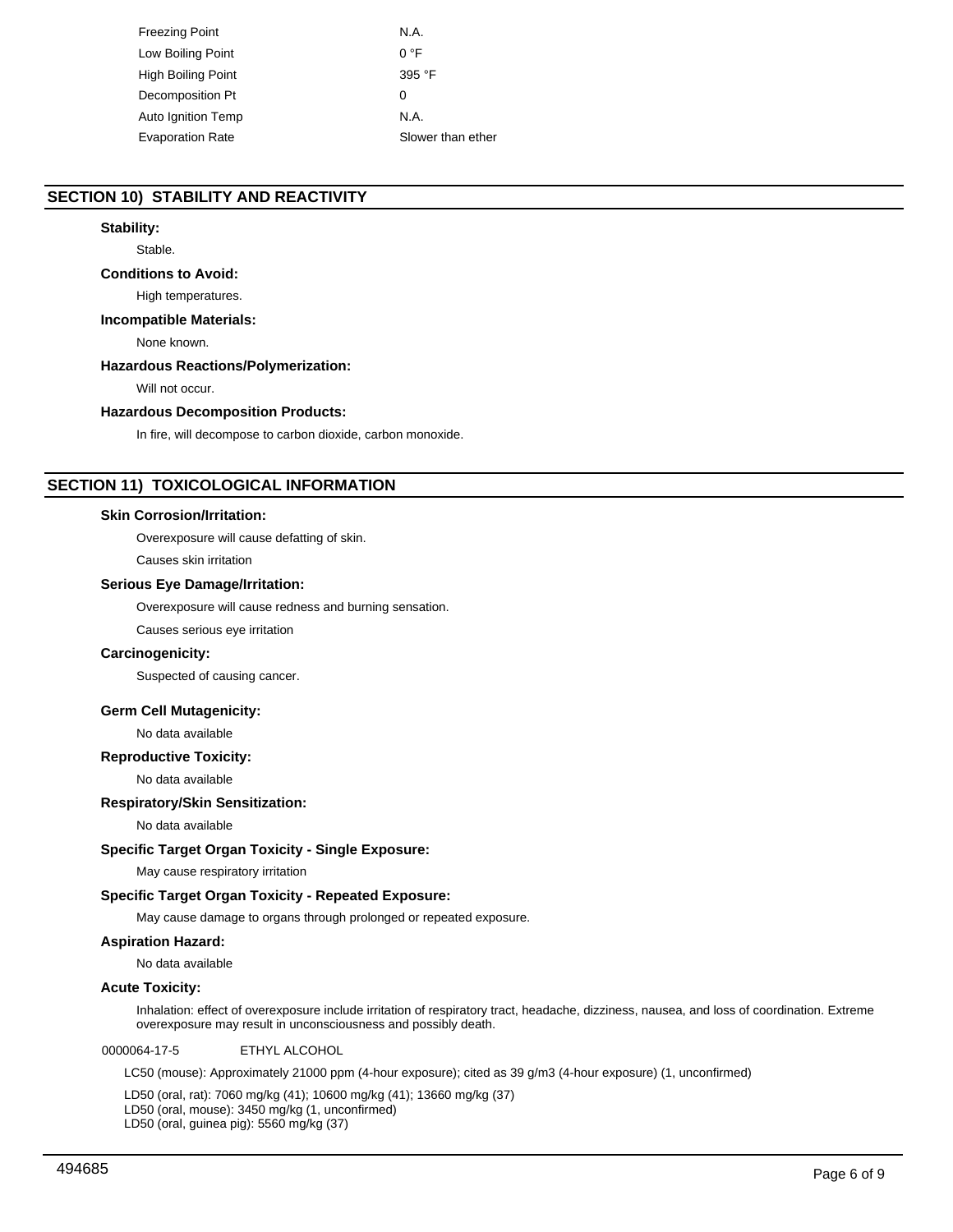| | |
|---|---|
| Freezing Point | N.A. |
| Low Boiling Point | 0 °F |
| High Boiling Point | 395 °F |
| Decomposition Pt | 0 |
| Auto Ignition Temp | N.A. |
| Evaporation Rate | Slower than ether |

## SECTION 10) STABILITY AND REACTIVITY

### Stability:

Stable.

### Conditions to Avoid:

High temperatures.

### Incompatible Materials:

None known.

### Hazardous Reactions/Polymerization:

Will not occur.

### Hazardous Decomposition Products:

In fire, will decompose to carbon dioxide, carbon monoxide.

## SECTION 11) TOXICOLOGICAL INFORMATION

### Skin Corrosion/Irritation:

Overexposure will cause defatting of skin.

Causes skin irritation

### Serious Eye Damage/Irritation:

Overexposure will cause redness and burning sensation.

Causes serious eye irritation

### Carcinogenicity:

Suspected of causing cancer.

### Germ Cell Mutagenicity:

No data available

### Reproductive Toxicity:

No data available

### Respiratory/Skin Sensitization:

No data available

### Specific Target Organ Toxicity - Single Exposure:

May cause respiratory irritation

### Specific Target Organ Toxicity - Repeated Exposure:

May cause damage to organs through prolonged or repeated exposure.

### Aspiration Hazard:

No data available

### Acute Toxicity:

Inhalation: effect of overexposure include irritation of respiratory tract, headache, dizziness, nausea, and loss of coordination. Extreme overexposure may result in unconsciousness and possibly death.

0000064-17-5 ETHYL ALCOHOL

LC50 (mouse): Approximately 21000 ppm (4-hour exposure); cited as 39 g/m3 (4-hour exposure) (1, unconfirmed)

LD50 (oral, rat): 7060 mg/kg (41); 10600 mg/kg (41); 13660 mg/kg (37)
LD50 (oral, mouse): 3450 mg/kg (1, unconfirmed)
LD50 (oral, guinea pig): 5560 mg/kg (37)

494685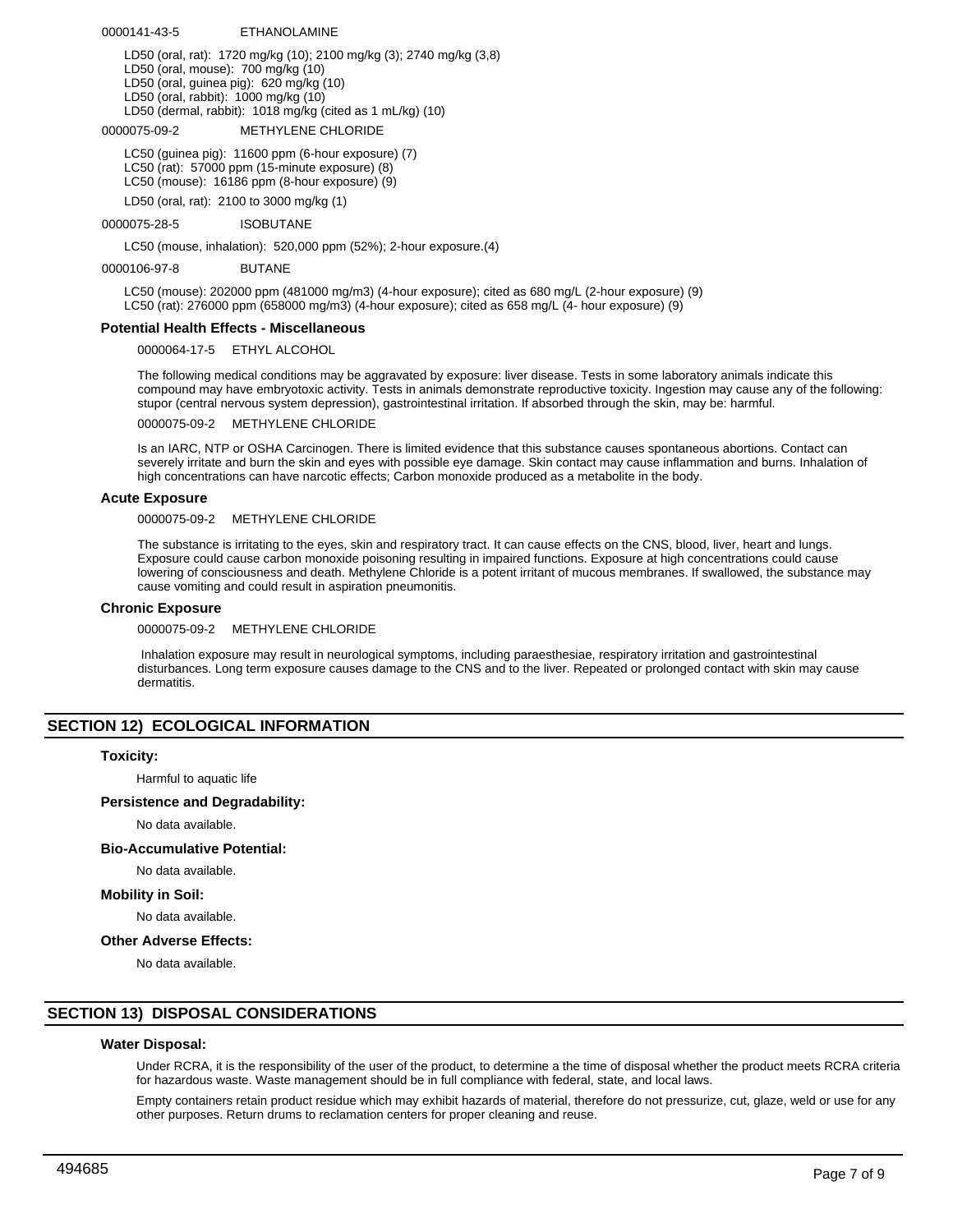0000141-43-5 ETHANOLAMINE

LD50 (oral, rat): 1720 mg/kg (10); 2100 mg/kg (3); 2740 mg/kg (3,8)
LD50 (oral, mouse): 700 mg/kg (10)
LD50 (oral, guinea pig): 620 mg/kg (10)
LD50 (oral, rabbit): 1000 mg/kg (10)
LD50 (dermal, rabbit): 1018 mg/kg (cited as 1 mL/kg) (10)

0000075-09-2 METHYLENE CHLORIDE

LC50 (guinea pig): 11600 ppm (6-hour exposure) (7)
LC50 (rat): 57000 ppm (15-minute exposure) (8)
LC50 (mouse): 16186 ppm (8-hour exposure) (9)

LD50 (oral, rat): 2100 to 3000 mg/kg (1)

0000075-28-5 ISOBUTANE

LC50 (mouse, inhalation): 520,000 ppm (52%); 2-hour exposure.(4)

0000106-97-8 BUTANE

LC50 (mouse): 202000 ppm (481000 mg/m3) (4-hour exposure); cited as 680 mg/L (2-hour exposure) (9)
LC50 (rat): 276000 ppm (658000 mg/m3) (4-hour exposure); cited as 658 mg/L (4- hour exposure) (9)

**Potential Health Effects - Miscellaneous**

0000064-17-5 ETHYL ALCOHOL

The following medical conditions may be aggravated by exposure: liver disease. Tests in some laboratory animals indicate this compound may have embryotoxic activity. Tests in animals demonstrate reproductive toxicity. Ingestion may cause any of the following: stupor (central nervous system depression), gastrointestinal irritation. If absorbed through the skin, may be: harmful.

0000075-09-2 METHYLENE CHLORIDE

Is an IARC, NTP or OSHA Carcinogen. There is limited evidence that this substance causes spontaneous abortions. Contact can severely irritate and burn the skin and eyes with possible eye damage. Skin contact may cause inflammation and burns. Inhalation of high concentrations can have narcotic effects; Carbon monoxide produced as a metabolite in the body.

**Acute Exposure**

0000075-09-2 METHYLENE CHLORIDE

The substance is irritating to the eyes, skin and respiratory tract. It can cause effects on the CNS, blood, liver, heart and lungs. Exposure could cause carbon monoxide poisoning resulting in impaired functions. Exposure at high concentrations could cause lowering of consciousness and death. Methylene Chloride is a potent irritant of mucous membranes. If swallowed, the substance may cause vomiting and could result in aspiration pneumonitis.

**Chronic Exposure**

0000075-09-2 METHYLENE CHLORIDE

Inhalation exposure may result in neurological symptoms, including paraesthesiae, respiratory irritation and gastrointestinal disturbances. Long term exposure causes damage to the CNS and to the liver. Repeated or prolonged contact with skin may cause dermatitis.

## SECTION 12) ECOLOGICAL INFORMATION

**Toxicity:**

Harmful to aquatic life

**Persistence and Degradability:**

No data available.

**Bio-Accumulative Potential:**

No data available.

**Mobility in Soil:**

No data available.

**Other Adverse Effects:**

No data available.

## SECTION 13) DISPOSAL CONSIDERATIONS

**Water Disposal:**

Under RCRA, it is the responsibility of the user of the product, to determine a the time of disposal whether the product meets RCRA criteria for hazardous waste. Waste management should be in full compliance with federal, state, and local laws.

Empty containers retain product residue which may exhibit hazards of material, therefore do not pressurize, cut, glaze, weld or use for any other purposes. Return drums to reclamation centers for proper cleaning and reuse.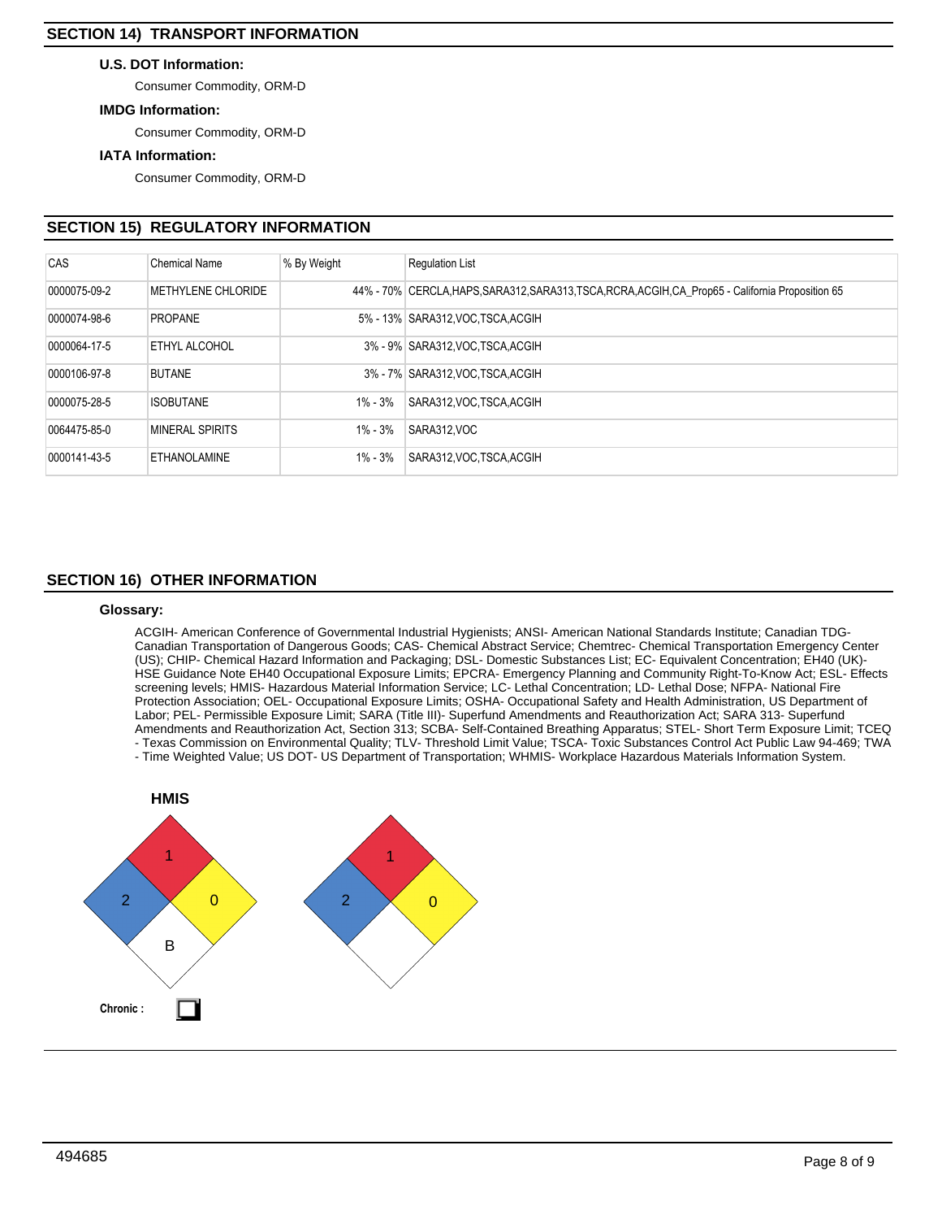## SECTION 14) TRANSPORT INFORMATION

### U.S. DOT Information:

Consumer Commodity, ORM-D

### IMDG Information:

Consumer Commodity, ORM-D

### IATA Information:

Consumer Commodity, ORM-D

## SECTION 15) REGULATORY INFORMATION

| CAS | Chemical Name | % By Weight | Regulation List |
|---|---|---|---|
| 0000075-09-2 | METHYLENE CHLORIDE | 44% - 70% | CERCLA,HAPS,SARA312,SARA313,TSCA,RCRA,ACGIH,CA_Prop65 - California Proposition 65 |
| 0000074-98-6 | PROPANE | 5% - 13% | SARA312,VOC,TSCA,ACGIH |
| 0000064-17-5 | ETHYL ALCOHOL | 3% - 9% | SARA312,VOC,TSCA,ACGIH |
| 0000106-97-8 | BUTANE | 3% - 7% | SARA312,VOC,TSCA,ACGIH |
| 0000075-28-5 | ISOBUTANE | 1% - 3% | SARA312,VOC,TSCA,ACGIH |
| 0064475-85-0 | MINERAL SPIRITS | 1% - 3% | SARA312,VOC |
| 0000141-43-5 | ETHANOLAMINE | 1% - 3% | SARA312,VOC,TSCA,ACGIH |

## SECTION 16) OTHER INFORMATION

### Glossary:

ACGIH- American Conference of Governmental Industrial Hygienists; ANSI- American National Standards Institute; Canadian TDG- Canadian Transportation of Dangerous Goods; CAS- Chemical Abstract Service; Chemtrec- Chemical Transportation Emergency Center (US); CHIP- Chemical Hazard Information and Packaging; DSL- Domestic Substances List; EC- Equivalent Concentration; EH40 (UK)- HSE Guidance Note EH40 Occupational Exposure Limits; EPCRA- Emergency Planning and Community Right-To-Know Act; ESL- Effects screening levels; HMIS- Hazardous Material Information Service; LC- Lethal Concentration; LD- Lethal Dose; NFPA- National Fire Protection Association; OEL- Occupational Exposure Limits; OSHA- Occupational Safety and Health Administration, US Department of Labor; PEL- Permissible Exposure Limit; SARA (Title III)- Superfund Amendments and Reauthorization Act; SARA 313- Superfund Amendments and Reauthorization Act, Section 313; SCBA- Self-Contained Breathing Apparatus; STEL- Short Term Exposure Limit; TCEQ - Texas Commission on Environmental Quality; TLV- Threshold Limit Value; TSCA- Toxic Substances Control Act Public Law 94-469; TWA - Time Weighted Value; US DOT- US Department of Transportation; WHMIS- Workplace Hazardous Materials Information System.

**HMIS**

Health: 2, Flammability: 1, Reactivity: 0, Personal Protection: B

NFPA: Health: 2, Flammability: 1, Reactivity: 0

**Chronic :** ☐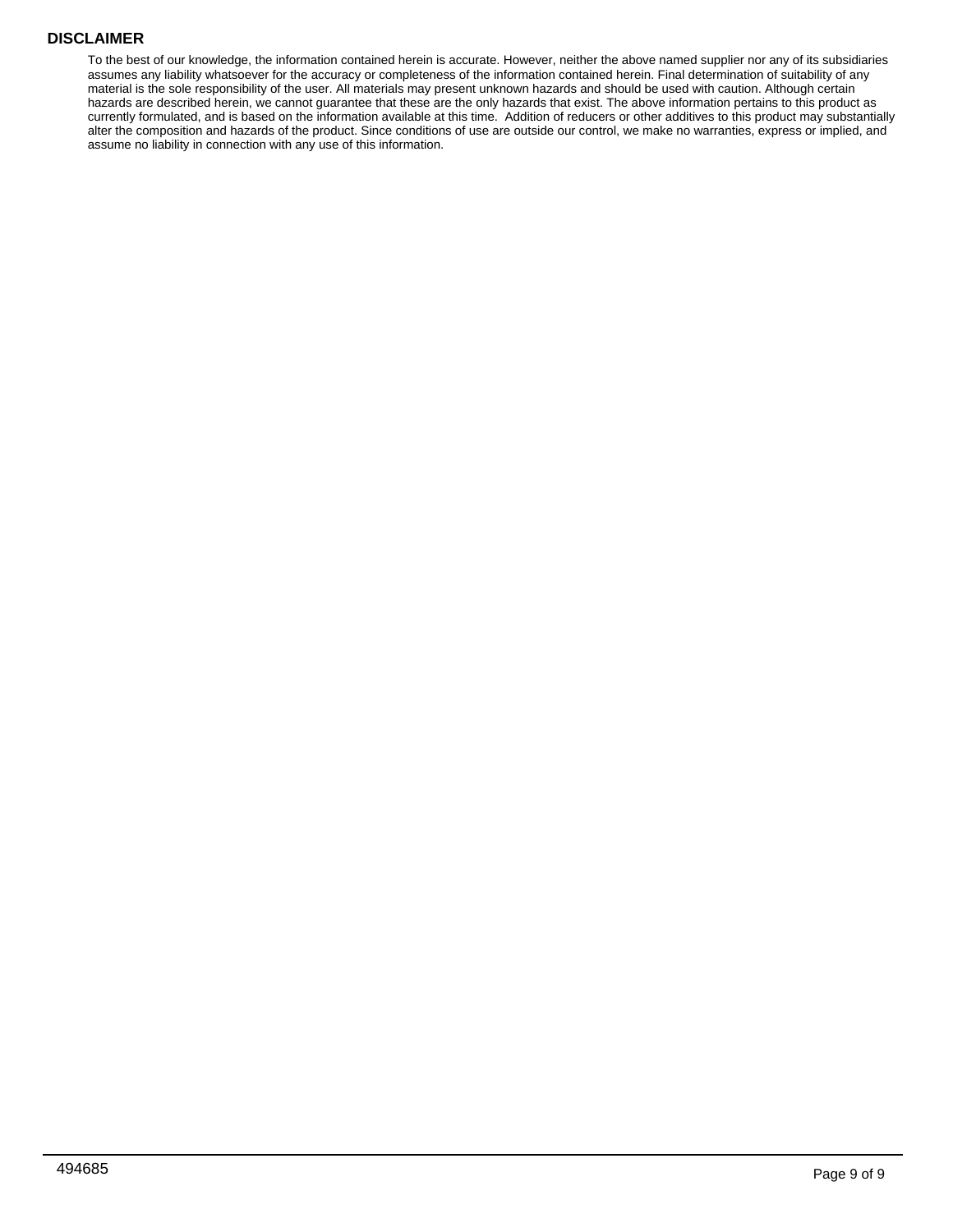## DISCLAIMER

To the best of our knowledge, the information contained herein is accurate. However, neither the above named supplier nor any of its subsidiaries assumes any liability whatsoever for the accuracy or completeness of the information contained herein. Final determination of suitability of any material is the sole responsibility of the user. All materials may present unknown hazards and should be used with caution. Although certain hazards are described herein, we cannot guarantee that these are the only hazards that exist. The above information pertains to this product as currently formulated, and is based on the information available at this time. Addition of reducers or other additives to this product may substantially alter the composition and hazards of the product. Since conditions of use are outside our control, we make no warranties, express or implied, and assume no liability in connection with any use of this information.